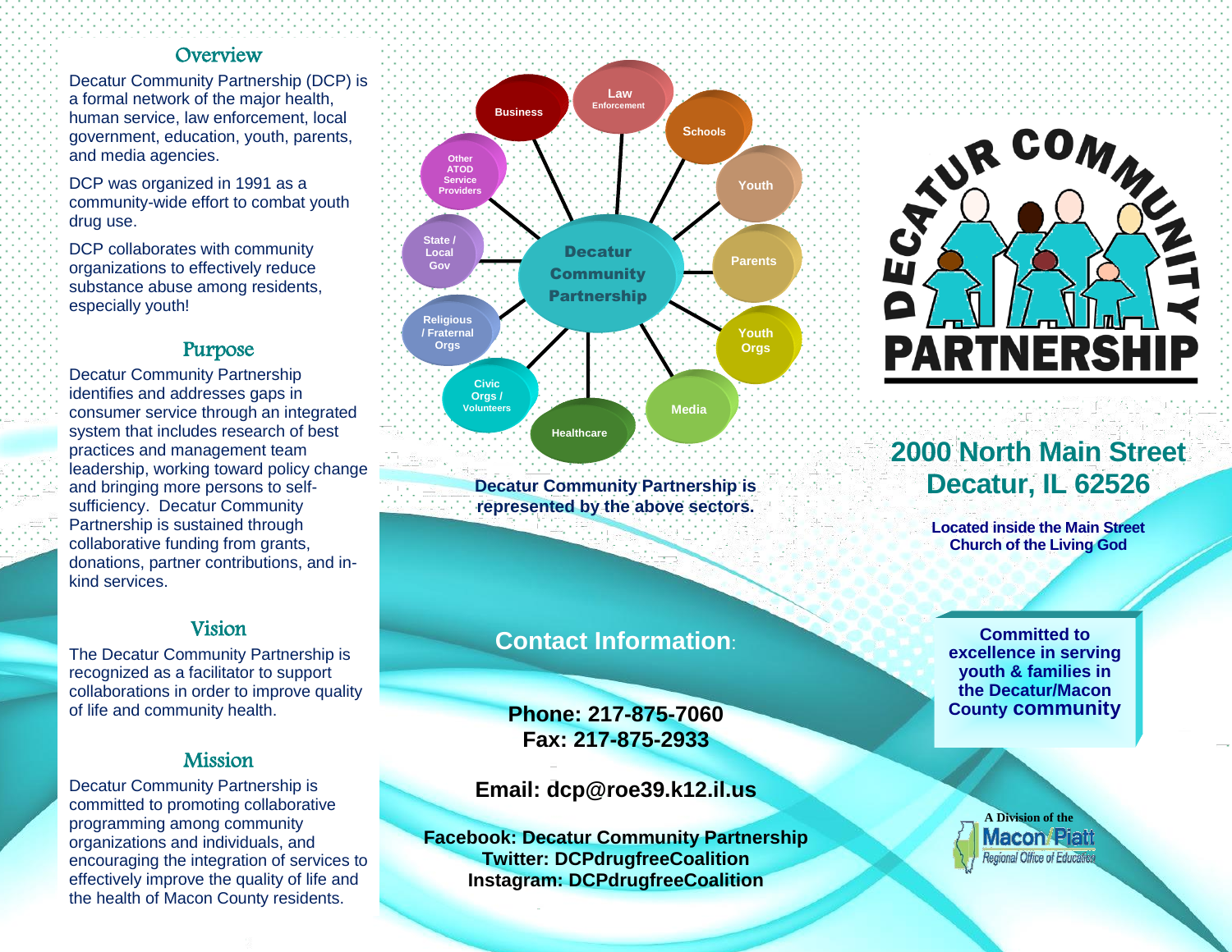## Overview

Decatur Community Partnership (DCP) is a formal network of the major health, human service, law enforcement, local government, education, youth, parents, and media agencies.

DCP was organized in 1991 as a community-wide effort to combat youth drug use.

DCP collaborates with community organizations to effectively reduce substance abuse among residents, especially youth!

## Purpose

Decatur Community Partnership identifies and addresses gaps in consumer service through an integrated system that includes research of best practices and management team leadership, working toward policy change and bringing more persons to self-sufficiency. Decatur Community Partnership is sustained through collaborative funding from grants, donations, partner contributions, and in-kind services.

## Vision

The Decatur Community Partnership is recognized as a facilitator to support collaborations in order to improve quality of life and community health.

## Mission

Decatur Community Partnership is committed to promoting collaborative programming among community organizations and individuals, and encouraging the integration of services to effectively improve the quality of life and the health of Macon County residents.

**Decatur Community Partnership**

- Business
- Law Enforcement
- Schools
- Youth
- Parents
- Youth Orgs
- Media
- Healthcare
- Civic Orgs / Volunteers
- Religious / Fraternal Orgs
- State / Local Gov
- Other ATOD Service Providers

**Decatur Community Partnership is represented by the above sectors.**

## Contact Information:

**Phone: 217-875-7060**
**Fax: 217-875-2933**

**Email: dcp@roe39.k12.il.us**

**Facebook: Decatur Community Partnership**
**Twitter: DCPdrugfreeCoalition**
**Instagram: DCPdrugfreeCoalition**

# DECATUR COMMUNITY PARTNERSHIP

## 2000 North Main Street
## Decatur, IL 62526

**Located inside the Main Street Church of the Living God**

**Committed to excellence in serving youth & families in the Decatur/Macon County community**

A Division of the Macon/Piatt Regional Office of Education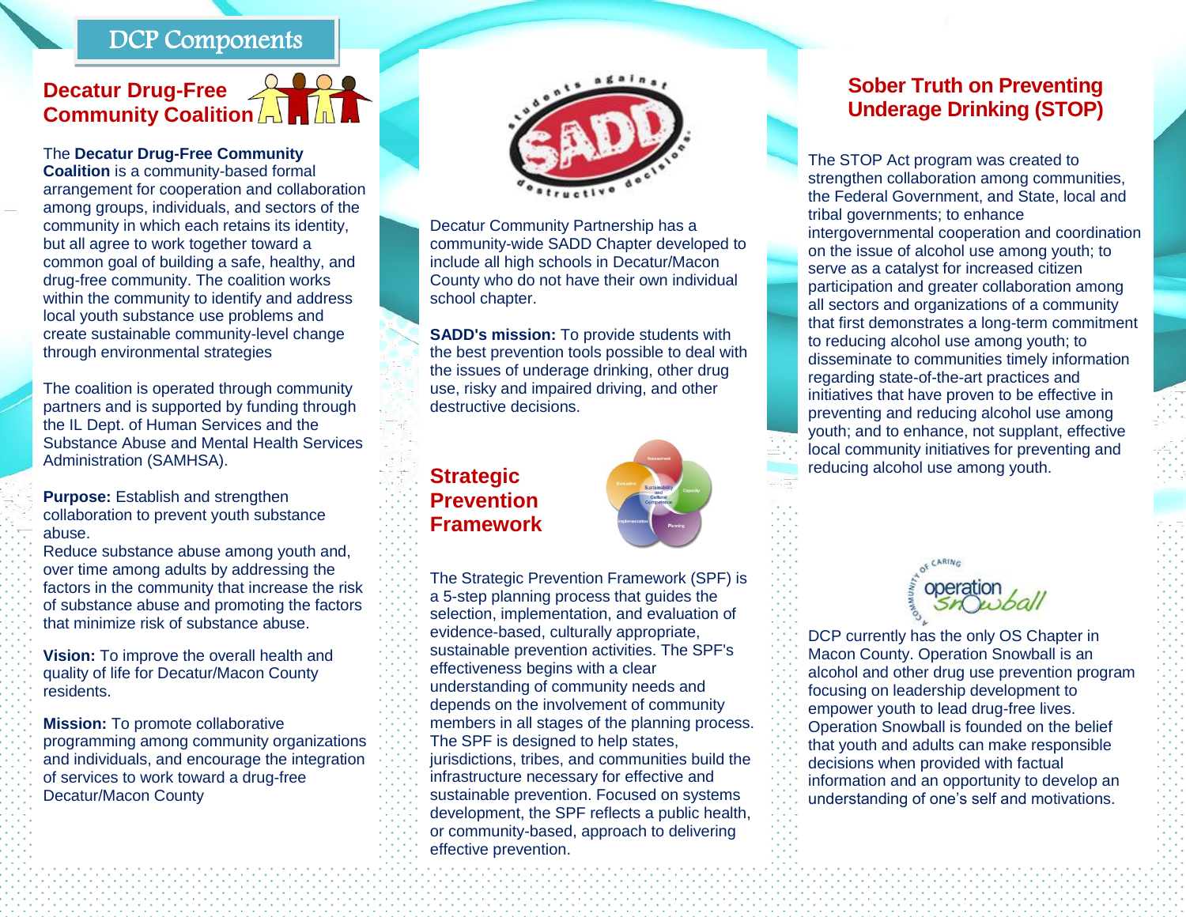# DCP Components

## Decatur Drug-Free Community Coalition

The **Decatur Drug-Free Community Coalition** is a community-based formal arrangement for cooperation and collaboration among groups, individuals, and sectors of the community in which each retains its identity, but all agree to work together toward a common goal of building a safe, healthy, and drug-free community. The coalition works within the community to identify and address local youth substance use problems and create sustainable community-level change through environmental strategies

The coalition is operated through community partners and is supported by funding through the IL Dept. of Human Services and the Substance Abuse and Mental Health Services Administration (SAMHSA).

**Purpose:** Establish and strengthen collaboration to prevent youth substance abuse.
Reduce substance abuse among youth and, over time among adults by addressing the factors in the community that increase the risk of substance abuse and promoting the factors that minimize risk of substance abuse.

**Vision:** To improve the overall health and quality of life for Decatur/Macon County residents.

**Mission:** To promote collaborative programming among community organizations and individuals, and encourage the integration of services to work toward a drug-free Decatur/Macon County

Decatur Community Partnership has a community-wide SADD Chapter developed to include all high schools in Decatur/Macon County who do not have their own individual school chapter.

**SADD's mission:** To provide students with the best prevention tools possible to deal with the issues of underage drinking, other drug use, risky and impaired driving, and other destructive decisions.

## Strategic Prevention Framework

The Strategic Prevention Framework (SPF) is a 5-step planning process that guides the selection, implementation, and evaluation of evidence-based, culturally appropriate, sustainable prevention activities. The SPF's effectiveness begins with a clear understanding of community needs and depends on the involvement of community members in all stages of the planning process. The SPF is designed to help states, jurisdictions, tribes, and communities build the infrastructure necessary for effective and sustainable prevention. Focused on systems development, the SPF reflects a public health, or community-based, approach to delivering effective prevention.

## Sober Truth on Preventing Underage Drinking (STOP)

The STOP Act program was created to strengthen collaboration among communities, the Federal Government, and State, local and tribal governments; to enhance intergovernmental cooperation and coordination on the issue of alcohol use among youth; to serve as a catalyst for increased citizen participation and greater collaboration among all sectors and organizations of a community that first demonstrates a long-term commitment to reducing alcohol use among youth; to disseminate to communities timely information regarding state-of-the-art practices and initiatives that have proven to be effective in preventing and reducing alcohol use among youth; and to enhance, not supplant, effective local community initiatives for preventing and reducing alcohol use among youth.

DCP currently has the only OS Chapter in Macon County. Operation Snowball is an alcohol and other drug use prevention program focusing on leadership development to empower youth to lead drug-free lives. Operation Snowball is founded on the belief that youth and adults can make responsible decisions when provided with factual information and an opportunity to develop an understanding of one's self and motivations.